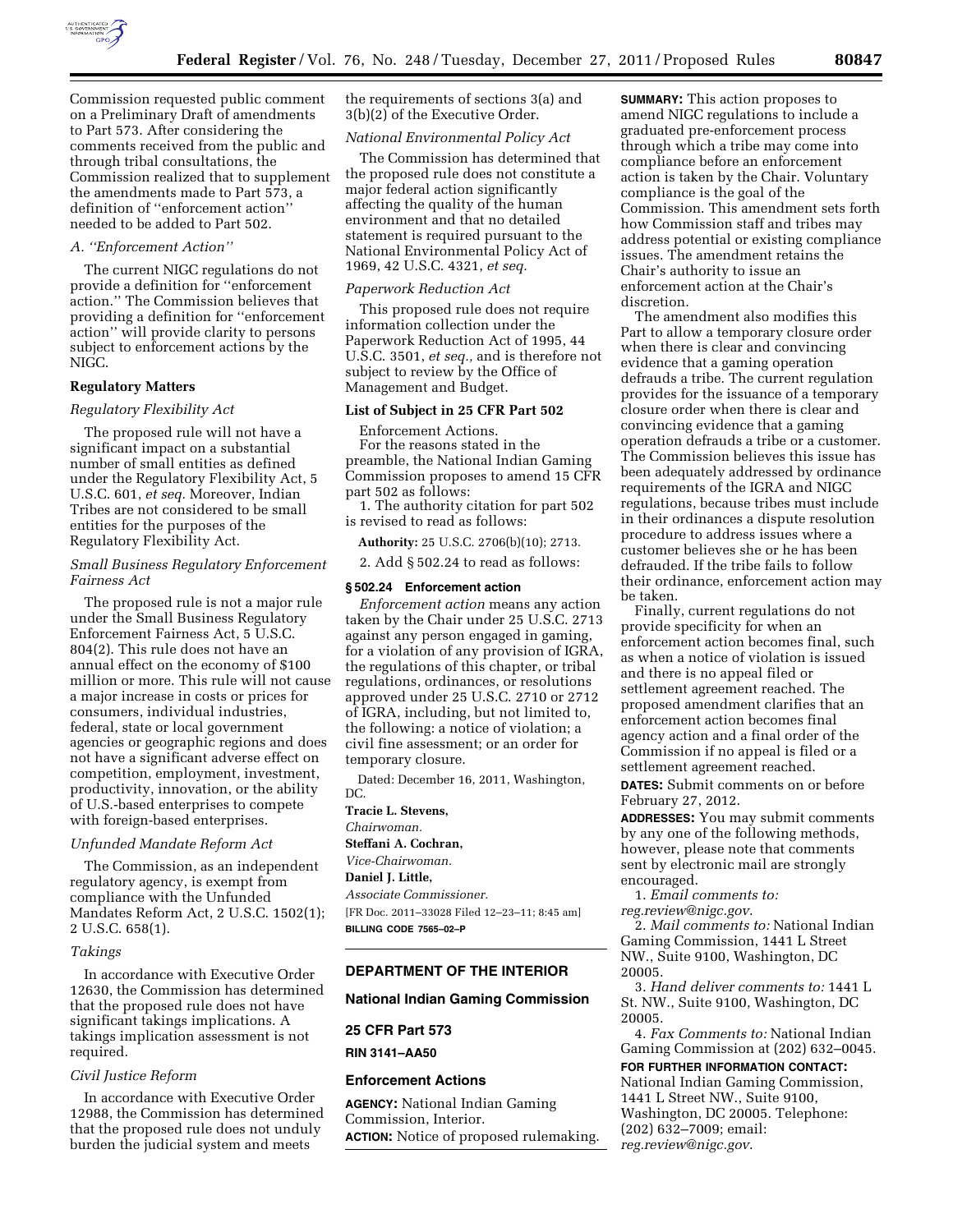Commission requested public comment on a Preliminary Draft of amendments to Part 573. After considering the comments received from the public and through tribal consultations, the Commission realized that to supplement the amendments made to Part 573, a definition of ''enforcement action'' needed to be added to Part 502.

*A. ''Enforcement Action''*

The current NIGC regulations do not provide a definition for ''enforcement action.'' The Commission believes that providing a definition for ''enforcement action'' will provide clarity to persons subject to enforcement actions by the NIGC.

**Regulatory Matters**

*Regulatory Flexibility Act*

The proposed rule will not have a significant impact on a substantial number of small entities as defined under the Regulatory Flexibility Act, 5 U.S.C. 601, *et seq.* Moreover, Indian Tribes are not considered to be small entities for the purposes of the Regulatory Flexibility Act.

*Small Business Regulatory Enforcement Fairness Act*

The proposed rule is not a major rule under the Small Business Regulatory Enforcement Fairness Act, 5 U.S.C. 804(2). This rule does not have an annual effect on the economy of $100 million or more. This rule will not cause a major increase in costs or prices for consumers, individual industries, federal, state or local government agencies or geographic regions and does not have a significant adverse effect on competition, employment, investment, productivity, innovation, or the ability of U.S.-based enterprises to compete with foreign-based enterprises.

*Unfunded Mandate Reform Act*

The Commission, as an independent regulatory agency, is exempt from compliance with the Unfunded Mandates Reform Act, 2 U.S.C. 1502(1); 2 U.S.C. 658(1).

*Takings*

In accordance with Executive Order 12630, the Commission has determined that the proposed rule does not have significant takings implications. A takings implication assessment is not required.

*Civil Justice Reform*

In accordance with Executive Order 12988, the Commission has determined that the proposed rule does not unduly burden the judicial system and meets the requirements of sections 3(a) and 3(b)(2) of the Executive Order.

*National Environmental Policy Act*

The Commission has determined that the proposed rule does not constitute a major federal action significantly affecting the quality of the human environment and that no detailed statement is required pursuant to the National Environmental Policy Act of 1969, 42 U.S.C. 4321, *et seq.*

*Paperwork Reduction Act*

This proposed rule does not require information collection under the Paperwork Reduction Act of 1995, 44 U.S.C. 3501, *et seq.,* and is therefore not subject to review by the Office of Management and Budget.

**List of Subject in 25 CFR Part 502**

Enforcement Actions.

For the reasons stated in the preamble, the National Indian Gaming Commission proposes to amend 15 CFR part 502 as follows:

1. The authority citation for part 502 is revised to read as follows:

**Authority:** 25 U.S.C. 2706(b)(10); 2713.

2. Add § 502.24 to read as follows:

**§ 502.24 Enforcement action**

*Enforcement action* means any action taken by the Chair under 25 U.S.C. 2713 against any person engaged in gaming, for a violation of any provision of IGRA, the regulations of this chapter, or tribal regulations, ordinances, or resolutions approved under 25 U.S.C. 2710 or 2712 of IGRA, including, but not limited to, the following: a notice of violation; a civil fine assessment; or an order for temporary closure.

Dated: December 16, 2011, Washington, DC.

**Tracie L. Stevens,**
*Chairwoman.*

**Steffani A. Cochran,**
*Vice-Chairwoman.*

**Daniel J. Little,**
*Associate Commissioner.*

[FR Doc. 2011–33028 Filed 12–23–11; 8:45 am]

**BILLING CODE 7565–02–P**

## DEPARTMENT OF THE INTERIOR

### National Indian Gaming Commission

### 25 CFR Part 573

**RIN 3141–AA50**

### Enforcement Actions

**AGENCY:** National Indian Gaming Commission, Interior.

**ACTION:** Notice of proposed rulemaking.

**SUMMARY:** This action proposes to amend NIGC regulations to include a graduated pre-enforcement process through which a tribe may come into compliance before an enforcement action is taken by the Chair. Voluntary compliance is the goal of the Commission. This amendment sets forth how Commission staff and tribes may address potential or existing compliance issues. The amendment retains the Chair's authority to issue an enforcement action at the Chair's discretion.

The amendment also modifies this Part to allow a temporary closure order when there is clear and convincing evidence that a gaming operation defrauds a tribe. The current regulation provides for the issuance of a temporary closure order when there is clear and convincing evidence that a gaming operation defrauds a tribe or a customer. The Commission believes this issue has been adequately addressed by ordinance requirements of the IGRA and NIGC regulations, because tribes must include in their ordinances a dispute resolution procedure to address issues where a customer believes she or he has been defrauded. If the tribe fails to follow their ordinance, enforcement action may be taken.

Finally, current regulations do not provide specificity for when an enforcement action becomes final, such as when a notice of violation is issued and there is no appeal filed or settlement agreement reached. The proposed amendment clarifies that an enforcement action becomes final agency action and a final order of the Commission if no appeal is filed or a settlement agreement reached.

**DATES:** Submit comments on or before February 27, 2012.

**ADDRESSES:** You may submit comments by any one of the following methods, however, please note that comments sent by electronic mail are strongly encouraged.

1. *Email comments to: reg.review@nigc.gov*.
2. *Mail comments to:* National Indian Gaming Commission, 1441 L Street NW., Suite 9100, Washington, DC 20005.
3. *Hand deliver comments to:* 1441 L St. NW., Suite 9100, Washington, DC 20005.
4. *Fax Comments to:* National Indian Gaming Commission at (202) 632–0045.

**FOR FURTHER INFORMATION CONTACT:** National Indian Gaming Commission, 1441 L Street NW., Suite 9100, Washington, DC 20005. Telephone: (202) 632–7009; email: *reg.review@nigc.gov*.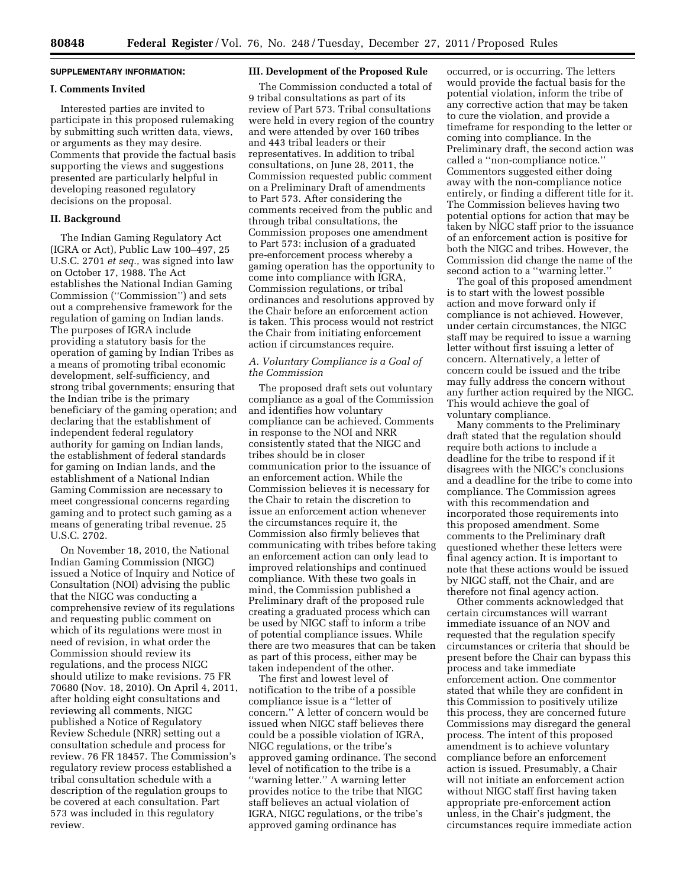**SUPPLEMENTARY INFORMATION:**

### I. Comments Invited

Interested parties are invited to participate in this proposed rulemaking by submitting such written data, views, or arguments as they may desire. Comments that provide the factual basis supporting the views and suggestions presented are particularly helpful in developing reasoned regulatory decisions on the proposal.

### II. Background

The Indian Gaming Regulatory Act (IGRA or Act), Public Law 100–497, 25 U.S.C. 2701 *et seq.,* was signed into law on October 17, 1988. The Act establishes the National Indian Gaming Commission (''Commission'') and sets out a comprehensive framework for the regulation of gaming on Indian lands. The purposes of IGRA include providing a statutory basis for the operation of gaming by Indian Tribes as a means of promoting tribal economic development, self-sufficiency, and strong tribal governments; ensuring that the Indian tribe is the primary beneficiary of the gaming operation; and declaring that the establishment of independent federal regulatory authority for gaming on Indian lands, the establishment of federal standards for gaming on Indian lands, and the establishment of a National Indian Gaming Commission are necessary to meet congressional concerns regarding gaming and to protect such gaming as a means of generating tribal revenue. 25 U.S.C. 2702.

On November 18, 2010, the National Indian Gaming Commission (NIGC) issued a Notice of Inquiry and Notice of Consultation (NOI) advising the public that the NIGC was conducting a comprehensive review of its regulations and requesting public comment on which of its regulations were most in need of revision, in what order the Commission should review its regulations, and the process NIGC should utilize to make revisions. 75 FR 70680 (Nov. 18, 2010). On April 4, 2011, after holding eight consultations and reviewing all comments, NIGC published a Notice of Regulatory Review Schedule (NRR) setting out a consultation schedule and process for review. 76 FR 18457. The Commission's regulatory review process established a tribal consultation schedule with a description of the regulation groups to be covered at each consultation. Part 573 was included in this regulatory review.

### III. Development of the Proposed Rule

The Commission conducted a total of 9 tribal consultations as part of its review of Part 573. Tribal consultations were held in every region of the country and were attended by over 160 tribes and 443 tribal leaders or their representatives. In addition to tribal consultations, on June 28, 2011, the Commission requested public comment on a Preliminary Draft of amendments to Part 573. After considering the comments received from the public and through tribal consultations, the Commission proposes one amendment to Part 573: inclusion of a graduated pre-enforcement process whereby a gaming operation has the opportunity to come into compliance with IGRA, Commission regulations, or tribal ordinances and resolutions approved by the Chair before an enforcement action is taken. This process would not restrict the Chair from initiating enforcement action if circumstances require.

#### *A. Voluntary Compliance is a Goal of the Commission*

The proposed draft sets out voluntary compliance as a goal of the Commission and identifies how voluntary compliance can be achieved. Comments in response to the NOI and NRR consistently stated that the NIGC and tribes should be in closer communication prior to the issuance of an enforcement action. While the Commission believes it is necessary for the Chair to retain the discretion to issue an enforcement action whenever the circumstances require it, the Commission also firmly believes that communicating with tribes before taking an enforcement action can only lead to improved relationships and continued compliance. With these two goals in mind, the Commission published a Preliminary draft of the proposed rule creating a graduated process which can be used by NIGC staff to inform a tribe of potential compliance issues. While there are two measures that can be taken as part of this process, either may be taken independent of the other.

The first and lowest level of notification to the tribe of a possible compliance issue is a ''letter of concern.'' A letter of concern would be issued when NIGC staff believes there could be a possible violation of IGRA, NIGC regulations, or the tribe's approved gaming ordinance. The second level of notification to the tribe is a ''warning letter.'' A warning letter provides notice to the tribe that NIGC staff believes an actual violation of IGRA, NIGC regulations, or the tribe's approved gaming ordinance has occurred, or is occurring. The letters would provide the factual basis for the potential violation, inform the tribe of any corrective action that may be taken to cure the violation, and provide a timeframe for responding to the letter or coming into compliance. In the Preliminary draft, the second action was called a ''non-compliance notice.'' Commentors suggested either doing away with the non-compliance notice entirely, or finding a different title for it. The Commission believes having two potential options for action that may be taken by NIGC staff prior to the issuance of an enforcement action is positive for both the NIGC and tribes. However, the Commission did change the name of the second action to a ''warning letter.''

The goal of this proposed amendment is to start with the lowest possible action and move forward only if compliance is not achieved. However, under certain circumstances, the NIGC staff may be required to issue a warning letter without first issuing a letter of concern. Alternatively, a letter of concern could be issued and the tribe may fully address the concern without any further action required by the NIGC. This would achieve the goal of voluntary compliance.

Many comments to the Preliminary draft stated that the regulation should require both actions to include a deadline for the tribe to respond if it disagrees with the NIGC's conclusions and a deadline for the tribe to come into compliance. The Commission agrees with this recommendation and incorporated those requirements into this proposed amendment. Some comments to the Preliminary draft questioned whether these letters were final agency action. It is important to note that these actions would be issued by NIGC staff, not the Chair, and are therefore not final agency action.

Other comments acknowledged that certain circumstances will warrant immediate issuance of an NOV and requested that the regulation specify circumstances or criteria that should be present before the Chair can bypass this process and take immediate enforcement action. One commentor stated that while they are confident in this Commission to positively utilize this process, they are concerned future Commissions may disregard the general process. The intent of this proposed amendment is to achieve voluntary compliance before an enforcement action is issued. Presumably, a Chair will not initiate an enforcement action without NIGC staff first having taken appropriate pre-enforcement action unless, in the Chair's judgment, the circumstances require immediate action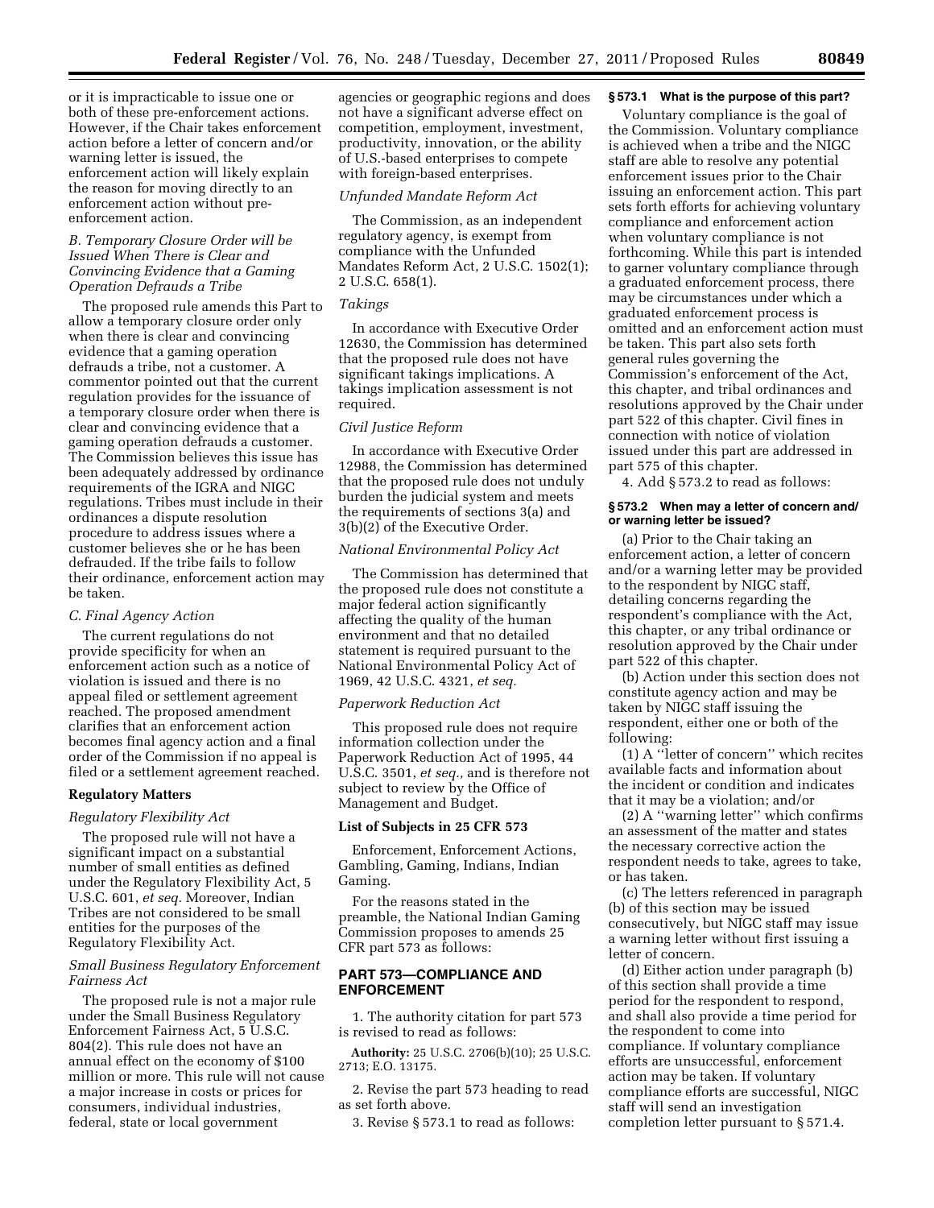or it is impracticable to issue one or both of these pre-enforcement actions. However, if the Chair takes enforcement action before a letter of concern and/or warning letter is issued, the enforcement action will likely explain the reason for moving directly to an enforcement action without pre-enforcement action.

### *B. Temporary Closure Order will be Issued When There is Clear and Convincing Evidence that a Gaming Operation Defrauds a Tribe*

The proposed rule amends this Part to allow a temporary closure order only when there is clear and convincing evidence that a gaming operation defrauds a tribe, not a customer. A commentor pointed out that the current regulation provides for the issuance of a temporary closure order when there is clear and convincing evidence that a gaming operation defrauds a customer. The Commission believes this issue has been adequately addressed by ordinance requirements of the IGRA and NIGC regulations. Tribes must include in their ordinances a dispute resolution procedure to address issues where a customer believes she or he has been defrauded. If the tribe fails to follow their ordinance, enforcement action may be taken.

### *C. Final Agency Action*

The current regulations do not provide specificity for when an enforcement action such as a notice of violation is issued and there is no appeal filed or settlement agreement reached. The proposed amendment clarifies that an enforcement action becomes final agency action and a final order of the Commission if no appeal is filed or a settlement agreement reached.

## Regulatory Matters

### *Regulatory Flexibility Act*

The proposed rule will not have a significant impact on a substantial number of small entities as defined under the Regulatory Flexibility Act, 5 U.S.C. 601, *et seq.* Moreover, Indian Tribes are not considered to be small entities for the purposes of the Regulatory Flexibility Act.

### *Small Business Regulatory Enforcement Fairness Act*

The proposed rule is not a major rule under the Small Business Regulatory Enforcement Fairness Act, 5 U.S.C. 804(2). This rule does not have an annual effect on the economy of $100 million or more. This rule will not cause a major increase in costs or prices for consumers, individual industries, federal, state or local government agencies or geographic regions and does not have a significant adverse effect on competition, employment, investment, productivity, innovation, or the ability of U.S.-based enterprises to compete with foreign-based enterprises.

### *Unfunded Mandate Reform Act*

The Commission, as an independent regulatory agency, is exempt from compliance with the Unfunded Mandates Reform Act, 2 U.S.C. 1502(1); 2 U.S.C. 658(1).

### *Takings*

In accordance with Executive Order 12630, the Commission has determined that the proposed rule does not have significant takings implications. A takings implication assessment is not required.

### *Civil Justice Reform*

In accordance with Executive Order 12988, the Commission has determined that the proposed rule does not unduly burden the judicial system and meets the requirements of sections 3(a) and 3(b)(2) of the Executive Order.

### *National Environmental Policy Act*

The Commission has determined that the proposed rule does not constitute a major federal action significantly affecting the quality of the human environment and that no detailed statement is required pursuant to the National Environmental Policy Act of 1969, 42 U.S.C. 4321, *et seq.*

### *Paperwork Reduction Act*

This proposed rule does not require information collection under the Paperwork Reduction Act of 1995, 44 U.S.C. 3501, *et seq.*, and is therefore not subject to review by the Office of Management and Budget.

## List of Subjects in 25 CFR 573

Enforcement, Enforcement Actions, Gambling, Gaming, Indians, Indian Gaming.

For the reasons stated in the preamble, the National Indian Gaming Commission proposes to amends 25 CFR part 573 as follows:

## PART 573—COMPLIANCE AND ENFORCEMENT

1. The authority citation for part 573 is revised to read as follows:

**Authority:** 25 U.S.C. 2706(b)(10); 25 U.S.C. 2713; E.O. 13175.

2. Revise the part 573 heading to read as set forth above.

3. Revise § 573.1 to read as follows:

### § 573.1 What is the purpose of this part?

Voluntary compliance is the goal of the Commission. Voluntary compliance is achieved when a tribe and the NIGC staff are able to resolve any potential enforcement issues prior to the Chair issuing an enforcement action. This part sets forth efforts for achieving voluntary compliance and enforcement action when voluntary compliance is not forthcoming. While this part is intended to garner voluntary compliance through a graduated enforcement process, there may be circumstances under which a graduated enforcement process is omitted and an enforcement action must be taken. This part also sets forth general rules governing the Commission's enforcement of the Act, this chapter, and tribal ordinances and resolutions approved by the Chair under part 522 of this chapter. Civil fines in connection with notice of violation issued under this part are addressed in part 575 of this chapter.

4. Add § 573.2 to read as follows:

### § 573.2 When may a letter of concern and/or warning letter be issued?

(a) Prior to the Chair taking an enforcement action, a letter of concern and/or a warning letter may be provided to the respondent by NIGC staff, detailing concerns regarding the respondent's compliance with the Act, this chapter, or any tribal ordinance or resolution approved by the Chair under part 522 of this chapter.

(b) Action under this section does not constitute agency action and may be taken by NIGC staff issuing the respondent, either one or both of the following:

(1) A "letter of concern" which recites available facts and information about the incident or condition and indicates that it may be a violation; and/or

(2) A "warning letter" which confirms an assessment of the matter and states the necessary corrective action the respondent needs to take, agrees to take, or has taken.

(c) The letters referenced in paragraph (b) of this section may be issued consecutively, but NIGC staff may issue a warning letter without first issuing a letter of concern.

(d) Either action under paragraph (b) of this section shall provide a time period for the respondent to respond, and shall also provide a time period for the respondent to come into compliance. If voluntary compliance efforts are unsuccessful, enforcement action may be taken. If voluntary compliance efforts are successful, NIGC staff will send an investigation completion letter pursuant to § 571.4.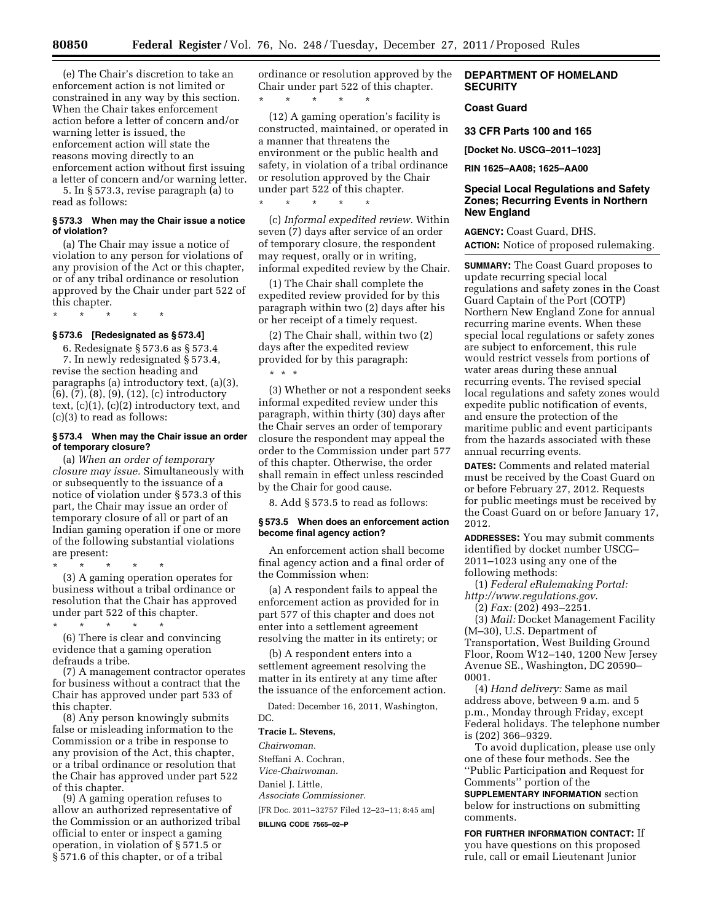(e) The Chair's discretion to take an enforcement action is not limited or constrained in any way by this section. When the Chair takes enforcement action before a letter of concern and/or warning letter is issued, the enforcement action will state the reasons moving directly to an enforcement action without first issuing a letter of concern and/or warning letter.

5. In § 573.3, revise paragraph (a) to read as follows:

### § 573.3 When may the Chair issue a notice of violation?

(a) The Chair may issue a notice of violation to any person for violations of any provision of the Act or this chapter, or of any tribal ordinance or resolution approved by the Chair under part 522 of this chapter.

\* \* \* \* \*

### § 573.6 [Redesignated as § 573.4]

6. Redesignate § 573.6 as § 573.4

7. In newly redesignated § 573.4, revise the section heading and paragraphs (a) introductory text, (a)(3), (6), (7), (8), (9), (12), (c) introductory text, (c)(1), (c)(2) introductory text, and (c)(3) to read as follows:

### § 573.4 When may the Chair issue an order of temporary closure?

(a) *When an order of temporary closure may issue.* Simultaneously with or subsequently to the issuance of a notice of violation under § 573.3 of this part, the Chair may issue an order of temporary closure of all or part of an Indian gaming operation if one or more of the following substantial violations are present:

\* \* \* \* \*

(3) A gaming operation operates for business without a tribal ordinance or resolution that the Chair has approved under part 522 of this chapter.

\* \* \* \* \*

(6) There is clear and convincing evidence that a gaming operation defrauds a tribe.

(7) A management contractor operates for business without a contract that the Chair has approved under part 533 of this chapter.

(8) Any person knowingly submits false or misleading information to the Commission or a tribe in response to any provision of the Act, this chapter, or a tribal ordinance or resolution that the Chair has approved under part 522 of this chapter.

(9) A gaming operation refuses to allow an authorized representative of the Commission or an authorized tribal official to enter or inspect a gaming operation, in violation of § 571.5 or § 571.6 of this chapter, or of a tribal ordinance or resolution approved by the Chair under part 522 of this chapter.

\* \* \* \* \*

(12) A gaming operation's facility is constructed, maintained, or operated in a manner that threatens the environment or the public health and safety, in violation of a tribal ordinance or resolution approved by the Chair under part 522 of this chapter.

\* \* \* \* \*

(c) *Informal expedited review.* Within seven (7) days after service of an order of temporary closure, the respondent may request, orally or in writing, informal expedited review by the Chair.

(1) The Chair shall complete the expedited review provided for by this paragraph within two (2) days after his or her receipt of a timely request.

(2) The Chair shall, within two (2) days after the expedited review provided for by this paragraph:

\* \* \*

(3) Whether or not a respondent seeks informal expedited review under this paragraph, within thirty (30) days after the Chair serves an order of temporary closure the respondent may appeal the order to the Commission under part 577 of this chapter. Otherwise, the order shall remain in effect unless rescinded by the Chair for good cause.

8. Add § 573.5 to read as follows:

### § 573.5 When does an enforcement action become final agency action?

An enforcement action shall become final agency action and a final order of the Commission when:

(a) A respondent fails to appeal the enforcement action as provided for in part 577 of this chapter and does not enter into a settlement agreement resolving the matter in its entirety; or

(b) A respondent enters into a settlement agreement resolving the matter in its entirety at any time after the issuance of the enforcement action.

Dated: December 16, 2011, Washington, DC.

**Tracie L. Stevens,**

*Chairwoman.*

Steffani A. Cochran,

*Vice-Chairwoman.*

Daniel J. Little,

*Associate Commissioner.*

[FR Doc. 2011–32757 Filed 12–23–11; 8:45 am]

**BILLING CODE 7565–02–P**

## DEPARTMENT OF HOMELAND SECURITY

### Coast Guard

### 33 CFR Parts 100 and 165

**[Docket No. USCG–2011–1023]**

**RIN 1625–AA08; 1625–AA00**

## Special Local Regulations and Safety Zones; Recurring Events in Northern New England

**AGENCY:** Coast Guard, DHS.

**ACTION:** Notice of proposed rulemaking.

**SUMMARY:** The Coast Guard proposes to update recurring special local regulations and safety zones in the Coast Guard Captain of the Port (COTP) Northern New England Zone for annual recurring marine events. When these special local regulations or safety zones are subject to enforcement, this rule would restrict vessels from portions of water areas during these annual recurring events. The revised special local regulations and safety zones would expedite public notification of events, and ensure the protection of the maritime public and event participants from the hazards associated with these annual recurring events.

**DATES:** Comments and related material must be received by the Coast Guard on or before February 27, 2012. Requests for public meetings must be received by the Coast Guard on or before January 17, 2012.

**ADDRESSES:** You may submit comments identified by docket number USCG–2011–1023 using any one of the following methods:

(1) *Federal eRulemaking Portal: http://www.regulations.gov*.

(2) *Fax:* (202) 493–2251.

(3) *Mail:* Docket Management Facility (M–30), U.S. Department of Transportation, West Building Ground Floor, Room W12–140, 1200 New Jersey Avenue SE., Washington, DC 20590–0001.

(4) *Hand delivery:* Same as mail address above, between 9 a.m. and 5 p.m., Monday through Friday, except Federal holidays. The telephone number is (202) 366–9329.

To avoid duplication, please use only one of these four methods. See the "Public Participation and Request for Comments" portion of the **SUPPLEMENTARY INFORMATION** section below for instructions on submitting comments.

**FOR FURTHER INFORMATION CONTACT:** If you have questions on this proposed rule, call or email Lieutenant Junior